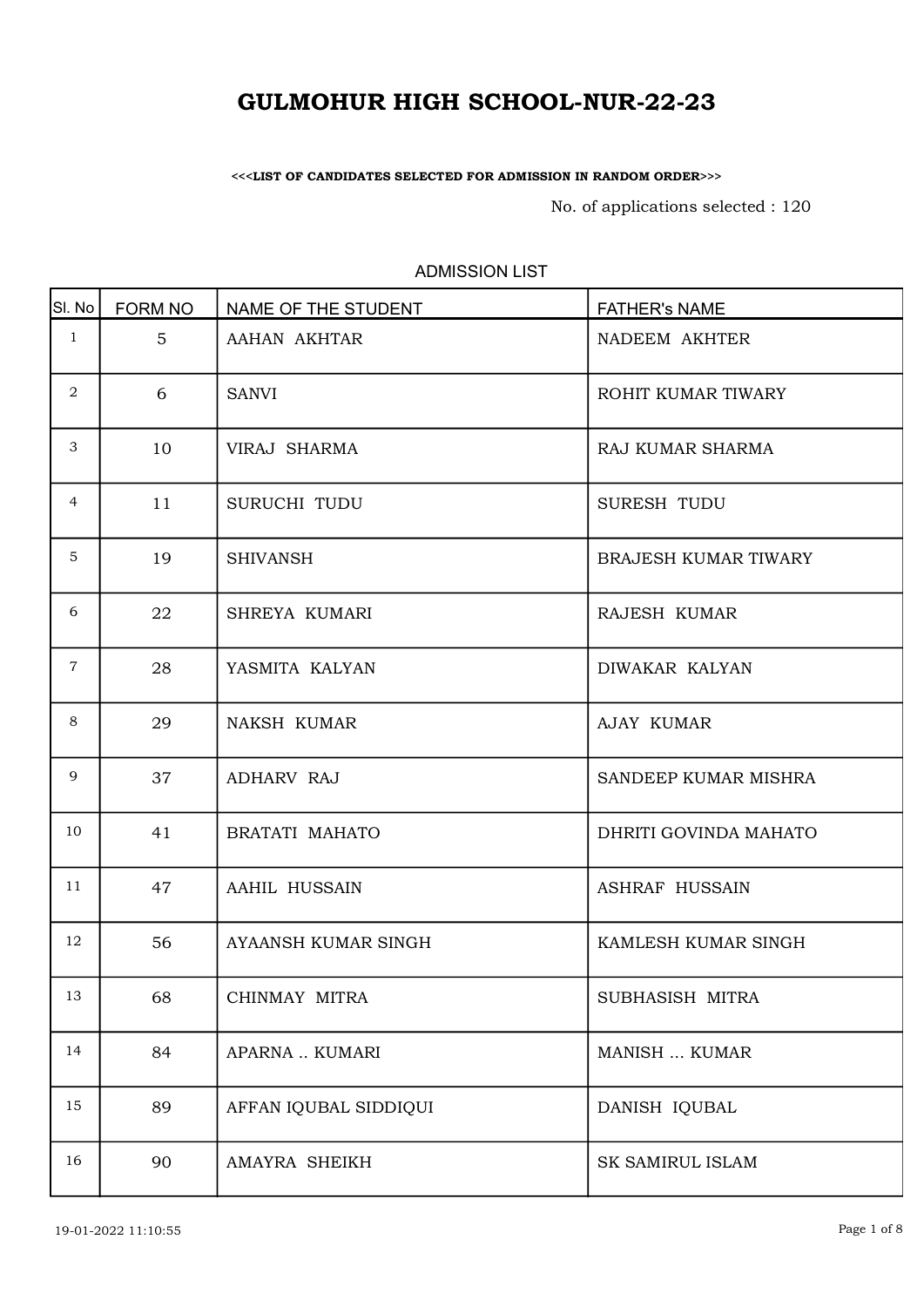# GULMOHUR HIGH SCHOOL-NUR-22-23

**<<<LIST OF CANDIDATES SELECTED FOR ADMISSION IN RANDOM ORDER>>>**

No. of applications selected : 120

ADMISSION LIST

| Sl. No | FORM NO | NAME OF THE STUDENT | FATHER's NAME |
|---|---|---|---|
| 1 | 5 | AAHAN AKHTAR | NADEEM AKHTER |
| 2 | 6 | SANVI | ROHIT KUMAR TIWARY |
| 3 | 10 | VIRAJ SHARMA | RAJ KUMAR SHARMA |
| 4 | 11 | SURUCHI TUDU | SURESH TUDU |
| 5 | 19 | SHIVANSH | BRAJESH KUMAR TIWARY |
| 6 | 22 | SHREYA KUMARI | RAJESH KUMAR |
| 7 | 28 | YASMITA KALYAN | DIWAKAR KALYAN |
| 8 | 29 | NAKSH KUMAR | AJAY KUMAR |
| 9 | 37 | ADHARV RAJ | SANDEEP KUMAR MISHRA |
| 10 | 41 | BRATATI MAHATO | DHRITI GOVINDA MAHATO |
| 11 | 47 | AAHIL HUSSAIN | ASHRAF HUSSAIN |
| 12 | 56 | AYAANSH KUMAR SINGH | KAMLESH KUMAR SINGH |
| 13 | 68 | CHINMAY MITRA | SUBHASISH MITRA |
| 14 | 84 | APARNA .. KUMARI | MANISH ... KUMAR |
| 15 | 89 | AFFAN IQUBAL SIDDIQUI | DANISH IQUBAL |
| 16 | 90 | AMAYRA SHEIKH | SK SAMIRUL ISLAM |

19-01-2022 11:10:55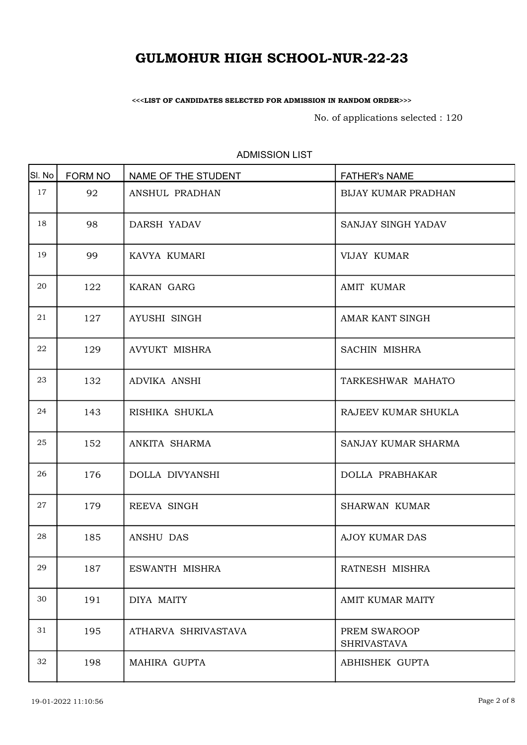# GULMOHUR HIGH SCHOOL-NUR-22-23

**<<<LIST OF CANDIDATES SELECTED FOR ADMISSION IN RANDOM ORDER>>>**

No. of applications selected : 120

ADMISSION LIST

| Sl. No | FORM NO | NAME OF THE STUDENT | FATHER's NAME |
|---|---|---|---|
| 17 | 92 | ANSHUL PRADHAN | BIJAY KUMAR PRADHAN |
| 18 | 98 | DARSH YADAV | SANJAY SINGH YADAV |
| 19 | 99 | KAVYA KUMARI | VIJAY KUMAR |
| 20 | 122 | KARAN GARG | AMIT KUMAR |
| 21 | 127 | AYUSHI SINGH | AMAR KANT SINGH |
| 22 | 129 | AVYUKT MISHRA | SACHIN MISHRA |
| 23 | 132 | ADVIKA ANSHI | TARKESHWAR MAHATO |
| 24 | 143 | RISHIKA SHUKLA | RAJEEV KUMAR SHUKLA |
| 25 | 152 | ANKITA SHARMA | SANJAY KUMAR SHARMA |
| 26 | 176 | DOLLA DIVYANSHI | DOLLA PRABHAKAR |
| 27 | 179 | REEVA SINGH | SHARWAN KUMAR |
| 28 | 185 | ANSHU DAS | AJOY KUMAR DAS |
| 29 | 187 | ESWANTH MISHRA | RATNESH MISHRA |
| 30 | 191 | DIYA MAITY | AMIT KUMAR MAITY |
| 31 | 195 | ATHARVA SHRIVASTAVA | PREM SWAROOP SHRIVASTAVA |
| 32 | 198 | MAHIRA GUPTA | ABHISHEK GUPTA |

19-01-2022 11:10:56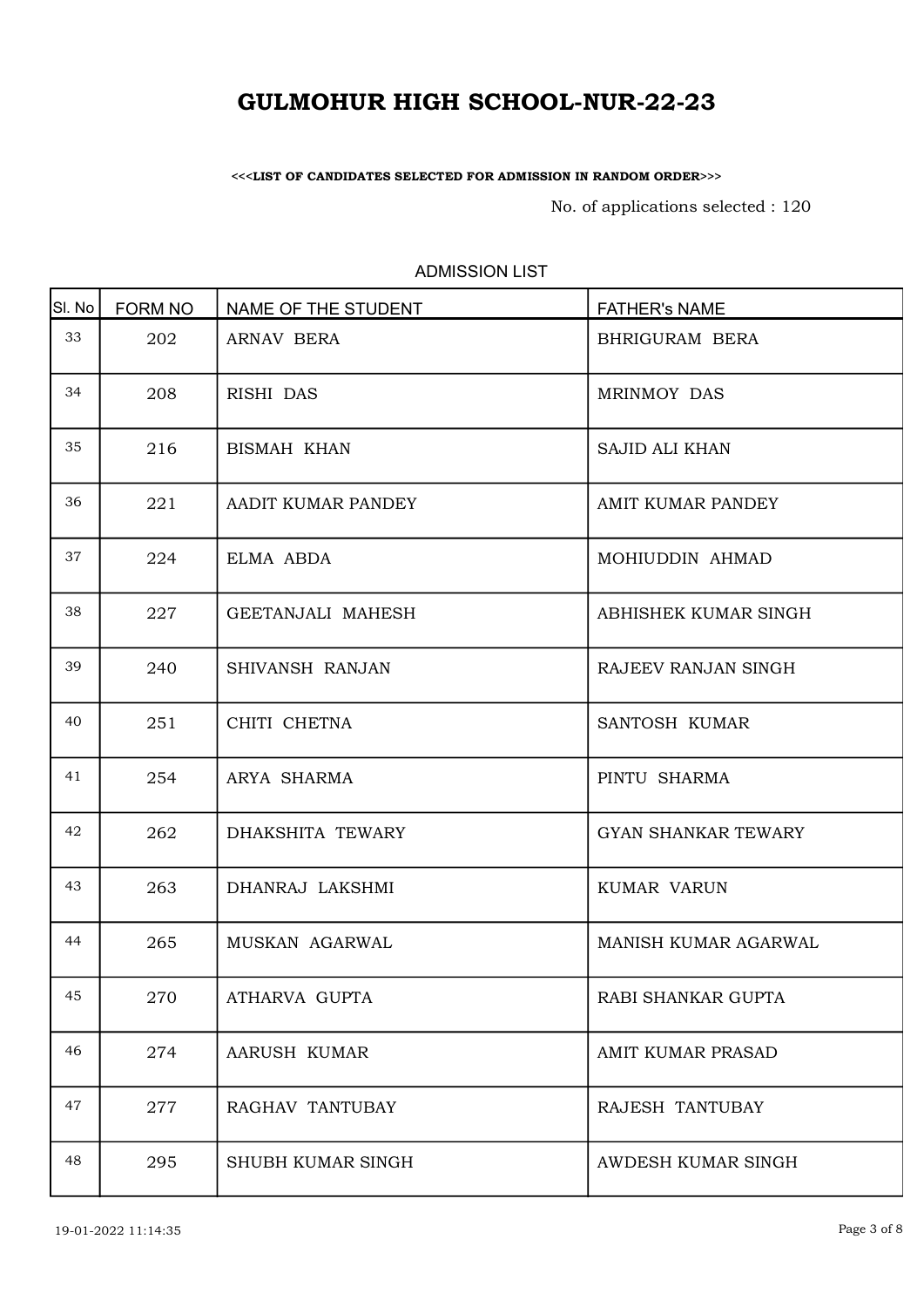# GULMOHUR HIGH SCHOOL-NUR-22-23

**<<<LIST OF CANDIDATES SELECTED FOR ADMISSION IN RANDOM ORDER>>>**

No. of applications selected : 120

ADMISSION LIST

| Sl. No | FORM NO | NAME OF THE STUDENT | FATHER's NAME |
|---|---|---|---|
| 33 | 202 | ARNAV BERA | BHRIGURAM BERA |
| 34 | 208 | RISHI DAS | MRINMOY DAS |
| 35 | 216 | BISMAH KHAN | SAJID ALI KHAN |
| 36 | 221 | AADIT KUMAR PANDEY | AMIT KUMAR PANDEY |
| 37 | 224 | ELMA ABDA | MOHIUDDIN AHMAD |
| 38 | 227 | GEETANJALI MAHESH | ABHISHEK KUMAR SINGH |
| 39 | 240 | SHIVANSH RANJAN | RAJEEV RANJAN SINGH |
| 40 | 251 | CHITI CHETNA | SANTOSH KUMAR |
| 41 | 254 | ARYA SHARMA | PINTU SHARMA |
| 42 | 262 | DHAKSHITA TEWARY | GYAN SHANKAR TEWARY |
| 43 | 263 | DHANRAJ LAKSHMI | KUMAR VARUN |
| 44 | 265 | MUSKAN AGARWAL | MANISH KUMAR AGARWAL |
| 45 | 270 | ATHARVA GUPTA | RABI SHANKAR GUPTA |
| 46 | 274 | AARUSH KUMAR | AMIT KUMAR PRASAD |
| 47 | 277 | RAGHAV TANTUBAY | RAJESH TANTUBAY |
| 48 | 295 | SHUBH KUMAR SINGH | AWDESH KUMAR SINGH |

19-01-2022 11:14:35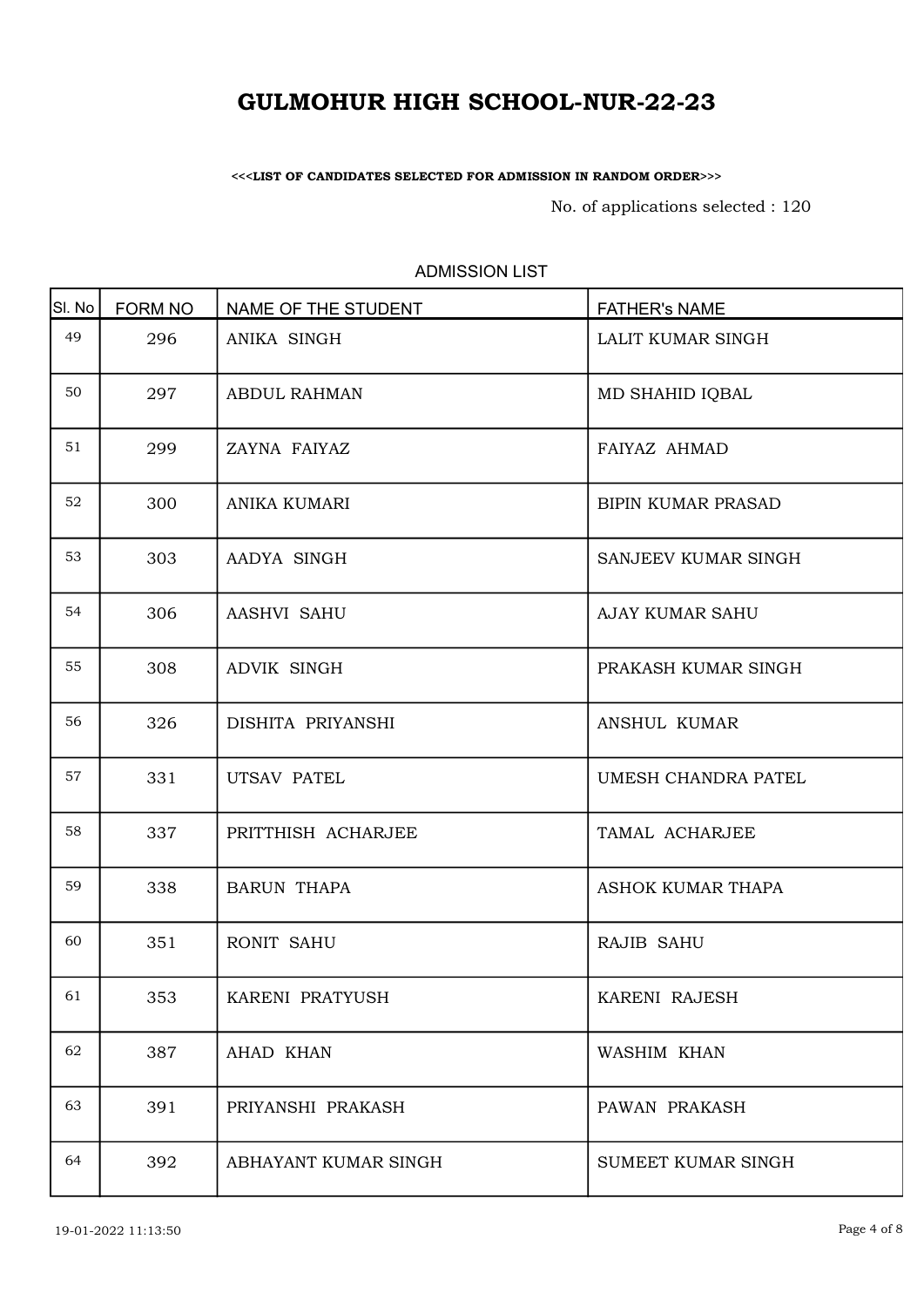# GULMOHUR HIGH SCHOOL-NUR-22-23

**<<<LIST OF CANDIDATES SELECTED FOR ADMISSION IN RANDOM ORDER>>>**

No. of applications selected : 120

ADMISSION LIST

| Sl. No | FORM NO | NAME OF THE STUDENT | FATHER's NAME |
|---|---|---|---|
| 49 | 296 | ANIKA SINGH | LALIT KUMAR SINGH |
| 50 | 297 | ABDUL RAHMAN | MD SHAHID IQBAL |
| 51 | 299 | ZAYNA FAIYAZ | FAIYAZ AHMAD |
| 52 | 300 | ANIKA KUMARI | BIPIN KUMAR PRASAD |
| 53 | 303 | AADYA SINGH | SANJEEV KUMAR SINGH |
| 54 | 306 | AASHVI SAHU | AJAY KUMAR SAHU |
| 55 | 308 | ADVIK SINGH | PRAKASH KUMAR SINGH |
| 56 | 326 | DISHITA PRIYANSHI | ANSHUL KUMAR |
| 57 | 331 | UTSAV PATEL | UMESH CHANDRA PATEL |
| 58 | 337 | PRITTHISH ACHARJEE | TAMAL ACHARJEE |
| 59 | 338 | BARUN THAPA | ASHOK KUMAR THAPA |
| 60 | 351 | RONIT SAHU | RAJIB SAHU |
| 61 | 353 | KARENI PRATYUSH | KARENI RAJESH |
| 62 | 387 | AHAD KHAN | WASHIM KHAN |
| 63 | 391 | PRIYANSHI PRAKASH | PAWAN PRAKASH |
| 64 | 392 | ABHAYANT KUMAR SINGH | SUMEET KUMAR SINGH |

19-01-2022 11:13:50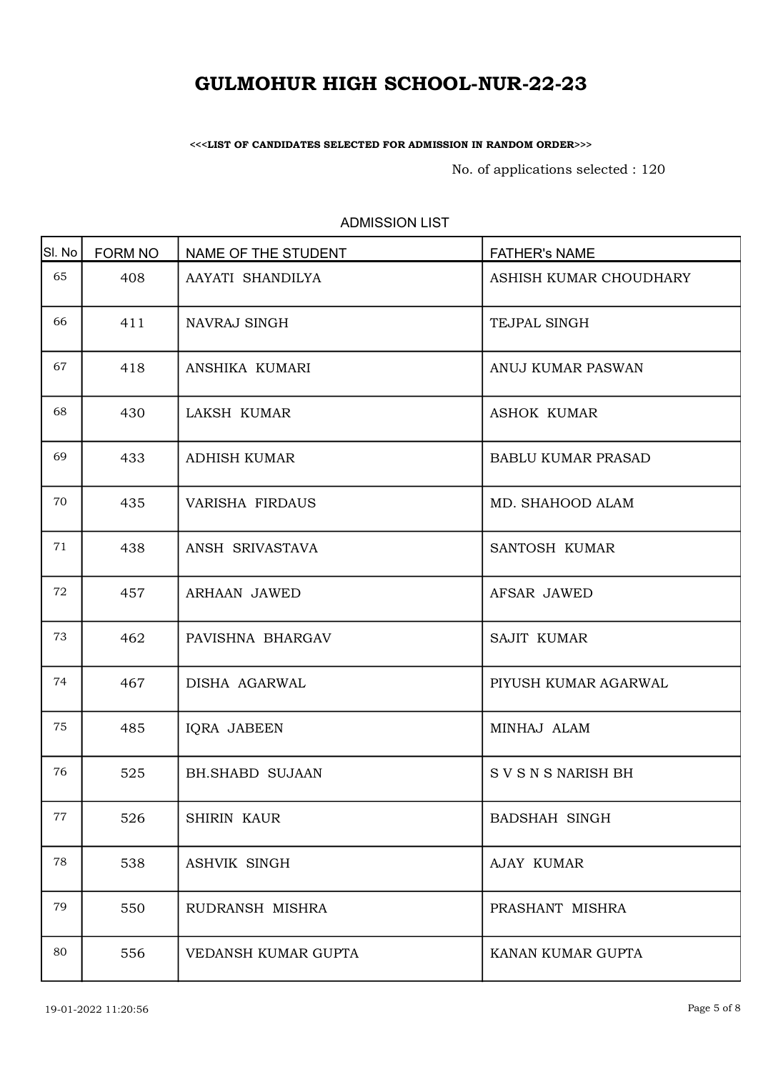# GULMOHUR HIGH SCHOOL-NUR-22-23

**<<<LIST OF CANDIDATES SELECTED FOR ADMISSION IN RANDOM ORDER>>>**

No. of applications selected : 120

ADMISSION LIST

| Sl. No | FORM NO | NAME OF THE STUDENT | FATHER's NAME |
|---|---|---|---|
| 65 | 408 | AAYATI SHANDILYA | ASHISH KUMAR CHOUDHARY |
| 66 | 411 | NAVRAJ SINGH | TEJPAL SINGH |
| 67 | 418 | ANSHIKA KUMARI | ANUJ KUMAR PASWAN |
| 68 | 430 | LAKSH KUMAR | ASHOK KUMAR |
| 69 | 433 | ADHISH KUMAR | BABLU KUMAR PRASAD |
| 70 | 435 | VARISHA FIRDAUS | MD. SHAHOOD ALAM |
| 71 | 438 | ANSH SRIVASTAVA | SANTOSH KUMAR |
| 72 | 457 | ARHAAN JAWED | AFSAR JAWED |
| 73 | 462 | PAVISHNA BHARGAV | SAJIT KUMAR |
| 74 | 467 | DISHA AGARWAL | PIYUSH KUMAR AGARWAL |
| 75 | 485 | IQRA JABEEN | MINHAJ ALAM |
| 76 | 525 | BH.SHABD SUJAAN | S V S N S NARISH BH |
| 77 | 526 | SHIRIN KAUR | BADSHAH SINGH |
| 78 | 538 | ASHVIK SINGH | AJAY KUMAR |
| 79 | 550 | RUDRANSH MISHRA | PRASHANT MISHRA |
| 80 | 556 | VEDANSH KUMAR GUPTA | KANAN KUMAR GUPTA |

19-01-2022 11:20:56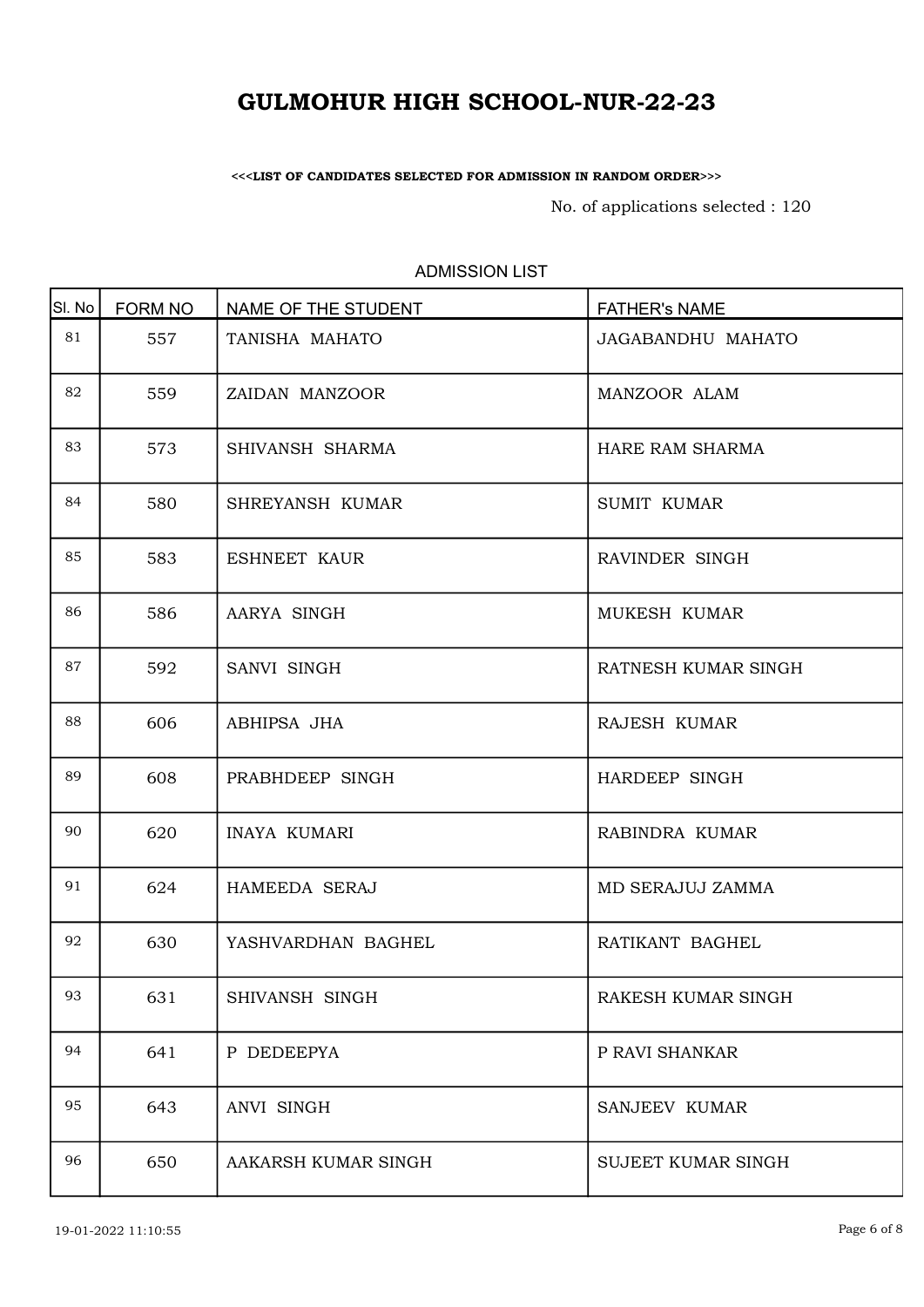# GULMOHUR HIGH SCHOOL-NUR-22-23

<<<LIST OF CANDIDATES SELECTED FOR ADMISSION IN RANDOM ORDER>>>

No. of applications selected : 120

ADMISSION LIST

| Sl. No | FORM NO | NAME OF THE STUDENT | FATHER's NAME |
|---|---|---|---|
| 81 | 557 | TANISHA MAHATO | JAGABANDHU MAHATO |
| 82 | 559 | ZAIDAN MANZOOR | MANZOOR ALAM |
| 83 | 573 | SHIVANSH SHARMA | HARE RAM SHARMA |
| 84 | 580 | SHREYANSH KUMAR | SUMIT KUMAR |
| 85 | 583 | ESHNEET KAUR | RAVINDER SINGH |
| 86 | 586 | AARYA SINGH | MUKESH KUMAR |
| 87 | 592 | SANVI SINGH | RATNESH KUMAR SINGH |
| 88 | 606 | ABHIPSA JHA | RAJESH KUMAR |
| 89 | 608 | PRABHDEEP SINGH | HARDEEP SINGH |
| 90 | 620 | INAYA KUMARI | RABINDRA KUMAR |
| 91 | 624 | HAMEEDA SERAJ | MD SERAJUJ ZAMMA |
| 92 | 630 | YASHVARDHAN BAGHEL | RATIKANT BAGHEL |
| 93 | 631 | SHIVANSH SINGH | RAKESH KUMAR SINGH |
| 94 | 641 | P DEDEEPYA | P RAVI SHANKAR |
| 95 | 643 | ANVI SINGH | SANJEEV KUMAR |
| 96 | 650 | AAKARSH KUMAR SINGH | SUJEET KUMAR SINGH |

19-01-2022 11:10:55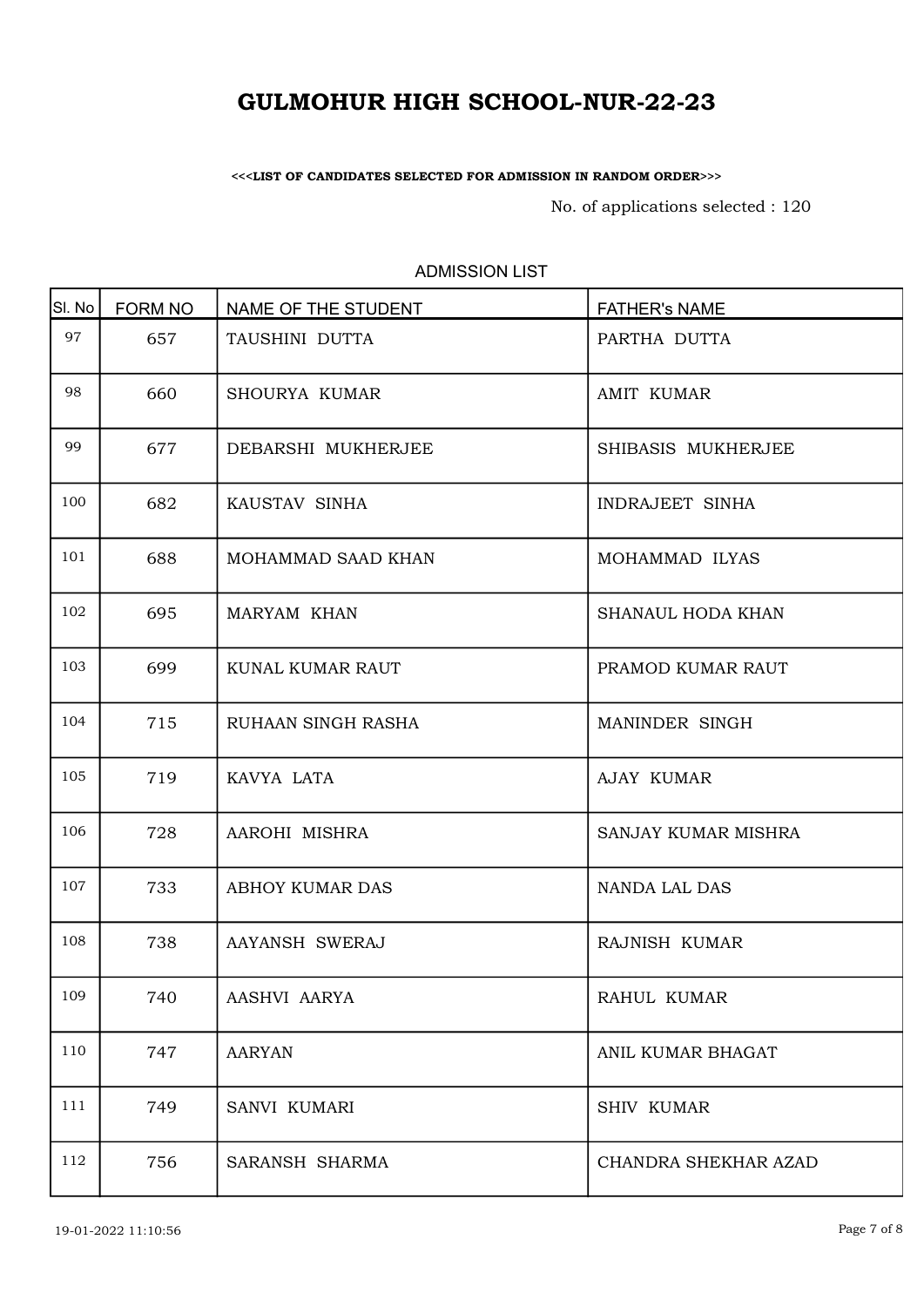# GULMOHUR HIGH SCHOOL-NUR-22-23

**<<<LIST OF CANDIDATES SELECTED FOR ADMISSION IN RANDOM ORDER>>>**

No. of applications selected : 120

ADMISSION LIST

| Sl. No | FORM NO | NAME OF THE STUDENT | FATHER's NAME |
|---|---|---|---|
| 97 | 657 | TAUSHINI DUTTA | PARTHA DUTTA |
| 98 | 660 | SHOURYA KUMAR | AMIT KUMAR |
| 99 | 677 | DEBARSHI MUKHERJEE | SHIBASIS MUKHERJEE |
| 100 | 682 | KAUSTAV SINHA | INDRAJEET SINHA |
| 101 | 688 | MOHAMMAD SAAD KHAN | MOHAMMAD ILYAS |
| 102 | 695 | MARYAM KHAN | SHANAUL HODA KHAN |
| 103 | 699 | KUNAL KUMAR RAUT | PRAMOD KUMAR RAUT |
| 104 | 715 | RUHAAN SINGH RASHA | MANINDER SINGH |
| 105 | 719 | KAVYA LATA | AJAY KUMAR |
| 106 | 728 | AAROHI MISHRA | SANJAY KUMAR MISHRA |
| 107 | 733 | ABHOY KUMAR DAS | NANDA LAL DAS |
| 108 | 738 | AAYANSH SWERAJ | RAJNISH KUMAR |
| 109 | 740 | AASHVI AARYA | RAHUL KUMAR |
| 110 | 747 | AARYAN | ANIL KUMAR BHAGAT |
| 111 | 749 | SANVI KUMARI | SHIV KUMAR |
| 112 | 756 | SARANSH SHARMA | CHANDRA SHEKHAR AZAD |

19-01-2022 11:10:56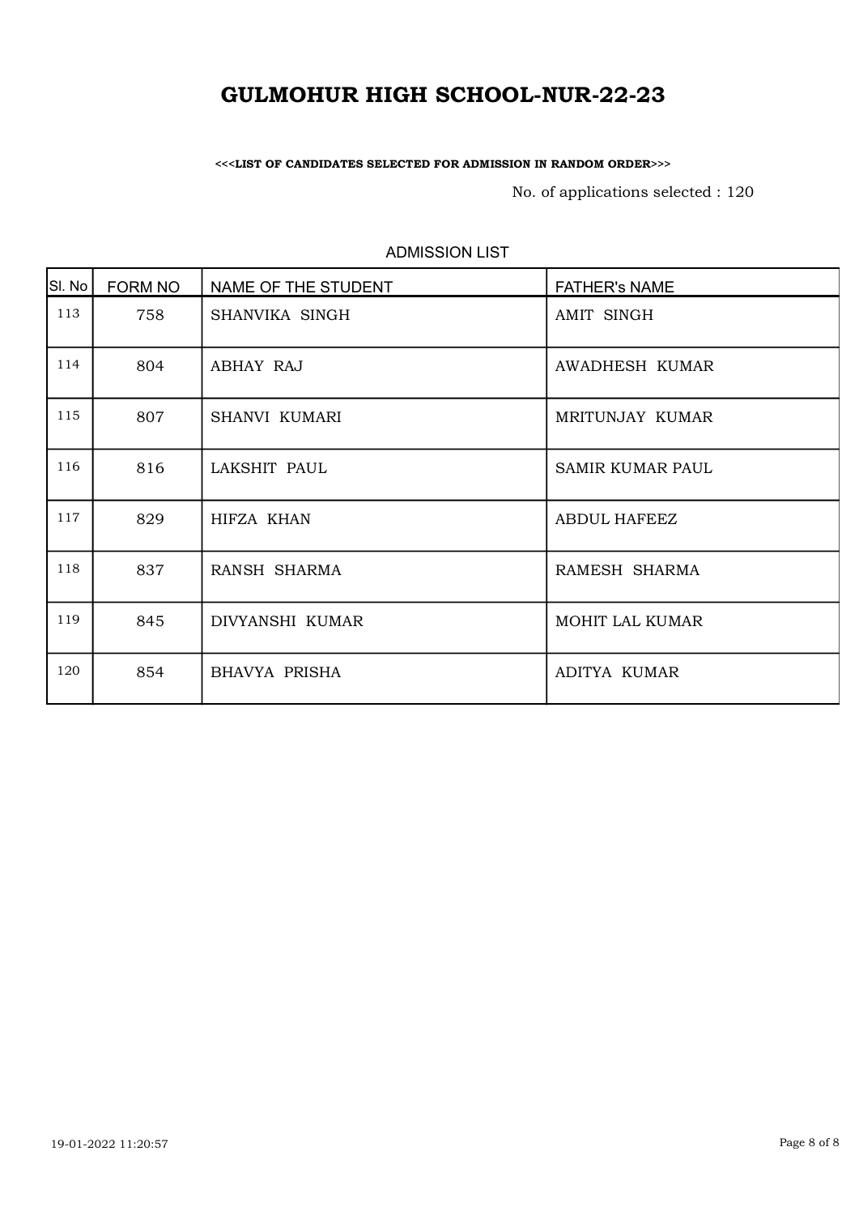# GULMOHUR HIGH SCHOOL-NUR-22-23

**<<<LIST OF CANDIDATES SELECTED FOR ADMISSION IN RANDOM ORDER>>>**

No. of applications selected : 120

ADMISSION LIST

| Sl. No | FORM NO | NAME OF THE STUDENT | FATHER's NAME |
|---|---|---|---|
| 113 | 758 | SHANVIKA SINGH | AMIT SINGH |
| 114 | 804 | ABHAY RAJ | AWADHESH KUMAR |
| 115 | 807 | SHANVI KUMARI | MRITUNJAY KUMAR |
| 116 | 816 | LAKSHIT PAUL | SAMIR KUMAR PAUL |
| 117 | 829 | HIFZA KHAN | ABDUL HAFEEZ |
| 118 | 837 | RANSH SHARMA | RAMESH SHARMA |
| 119 | 845 | DIVYANSHI KUMAR | MOHIT LAL KUMAR |
| 120 | 854 | BHAVYA PRISHA | ADITYA KUMAR |

19-01-2022 11:20:57